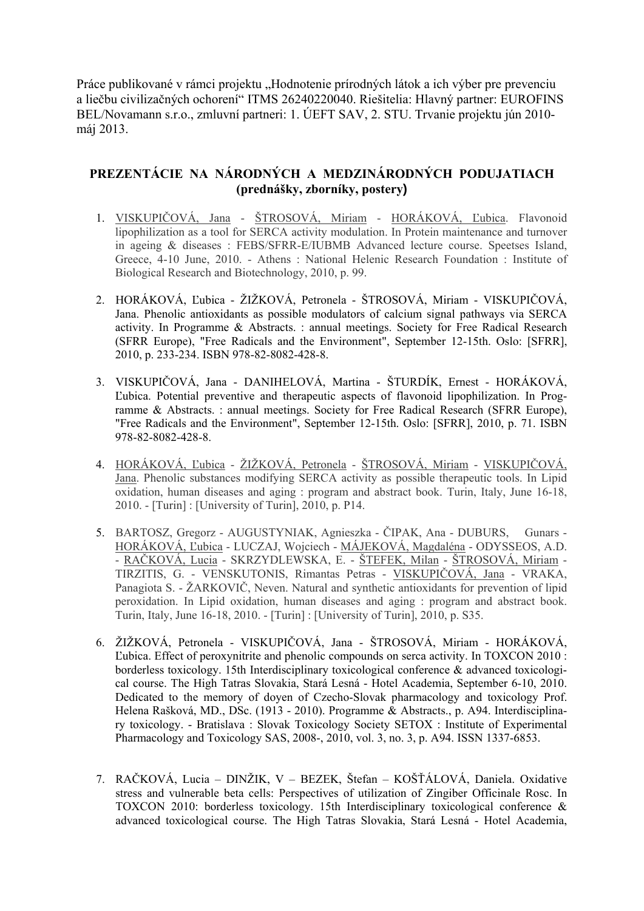Práce publikované v rámci projektu „Hodnotenie prírodných látok a ich výber pre prevenciu a liečbu civilizačných ochorení" ITMS 26240220040. Riešitelia: Hlavný partner: EUROFINS BEL/Novamann s.r.o., zmluvní partneri: 1. ÚEFT SAV, 2. STU. Trvanie projektu jún 2010-máj 2013.

## PREZENTÁCIE NA NÁRODNÝCH A MEDZINÁRODNÝCH PODUJATIACH (prednášky, zborníky, postery)

1. VISKUPIČOVÁ, Jana - ŠTROSOVÁ, Miriam - HORÁKOVÁ, Ľubica. Flavonoid lipophilization as a tool for SERCA activity modulation. In Protein maintenance and turnover in ageing & diseases : FEBS/SFRR-E/IUBMB Advanced lecture course. Speetses Island, Greece, 4-10 June, 2010. - Athens : National Helenic Research Foundation : Institute of Biological Research and Biotechnology, 2010, p. 99.

2. HORÁKOVÁ, Ľubica - ŽIŽKOVÁ, Petronela - ŠTROSOVÁ, Miriam - VISKUPIČOVÁ, Jana. Phenolic antioxidants as possible modulators of calcium signal pathways via SERCA activity. In Programme & Abstracts. : annual meetings. Society for Free Radical Research (SFRR Europe), "Free Radicals and the Environment", September 12-15th. Oslo: [SFRR], 2010, p. 233-234. ISBN 978-82-8082-428-8.

3. VISKUPIČOVÁ, Jana - DANIHELOVÁ, Martina - ŠTURDÍK, Ernest - HORÁKOVÁ, Ľubica. Potential preventive and therapeutic aspects of flavonoid lipophilization. In Programme & Abstracts. : annual meetings. Society for Free Radical Research (SFRR Europe), "Free Radicals and the Environment", September 12-15th. Oslo: [SFRR], 2010, p. 71. ISBN 978-82-8082-428-8.

4. HORÁKOVÁ, Ľubica - ŽIŽKOVÁ, Petronela - ŠTROSOVÁ, Miriam - VISKUPIČOVÁ, Jana. Phenolic substances modifying SERCA activity as possible therapeutic tools. In Lipid oxidation, human diseases and aging : program and abstract book. Turin, Italy, June 16-18, 2010. - [Turin] : [University of Turin], 2010, p. P14.

5. BARTOSZ, Gregorz - AUGUSTYNIAK, Agnieszka - ČIPAK, Ana - DUBURS, Gunars - HORÁKOVÁ, Ľubica - LUCZAJ, Wojciech - MÁJEKOVÁ, Magdaléna - ODYSSEOS, A.D. - RAČKOVÁ, Lucia - SKRZYDLEWSKA, E. - ŠTEFEK, Milan - ŠTROSOVÁ, Miriam - TIRZITIS, G. - VENSKUTONIS, Rimantas Petras - VISKUPIČOVÁ, Jana - VRAKA, Panagiota S. - ŽARKOVIČ, Neven. Natural and synthetic antioxidants for prevention of lipid peroxidation. In Lipid oxidation, human diseases and aging : program and abstract book. Turin, Italy, June 16-18, 2010. - [Turin] : [University of Turin], 2010, p. S35.

6. ŽIŽKOVÁ, Petronela - VISKUPIČOVÁ, Jana - ŠTROSOVÁ, Miriam - HORÁKOVÁ, Ľubica. Effect of peroxynitrite and phenolic compounds on serca activity. In TOXCON 2010 : borderless toxicology. 15th Interdisciplinary toxicological conference & advanced toxicological course. The High Tatras Slovakia, Stará Lesná - Hotel Academia, September 6-10, 2010. Dedicated to the memory of doyen of Czecho-Slovak pharmacology and toxicology Prof. Helena Rašková, MD., DSc. (1913 - 2010). Programme & Abstracts., p. A94. Interdisciplinary toxicology. - Bratislava : Slovak Toxicology Society SETOX : Institute of Experimental Pharmacology and Toxicology SAS, 2008-, 2010, vol. 3, no. 3, p. A94. ISSN 1337-6853.

7. RAČKOVÁ, Lucia – DINŽIK, V – BEZEK, Štefan – KOŠŤÁLOVÁ, Daniela. Oxidative stress and vulnerable beta cells: Perspectives of utilization of Zingiber Officinale Rosc. In TOXCON 2010: borderless toxicology. 15th Interdisciplinary toxicological conference & advanced toxicological course. The High Tatras Slovakia, Stará Lesná - Hotel Academia,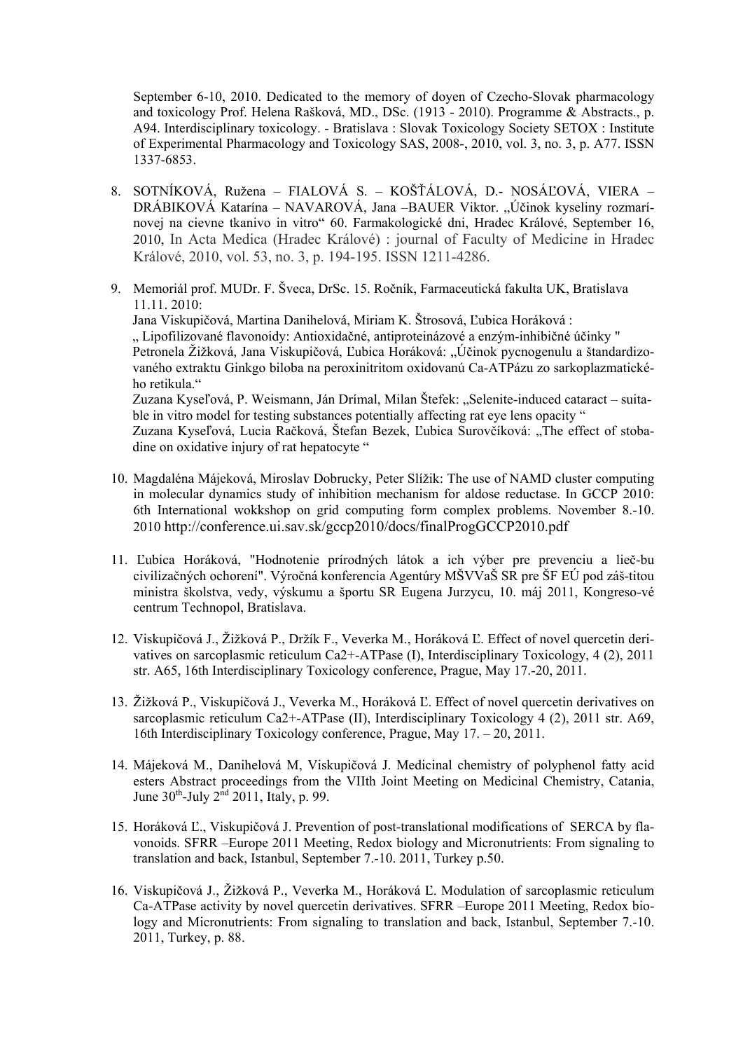September 6-10, 2010. Dedicated to the memory of doyen of Czecho-Slovak pharmacology and toxicology Prof. Helena Rašková, MD., DSc. (1913 - 2010). Programme & Abstracts., p. A94. Interdisciplinary toxicology. - Bratislava : Slovak Toxicology Society SETOX : Institute of Experimental Pharmacology and Toxicology SAS, 2008-, 2010, vol. 3, no. 3, p. A77. ISSN 1337-6853.

8. SOTNÍKOVÁ, Ružena – FIALOVÁ S. – KOŠŤÁLOVÁ, D.- NOSÁĽOVÁ, VIERA – DRÁBIKOVÁ Katarína – NAVAROVÁ, Jana –BAUER Viktor. „Účinok kyseliny rozmarínovej na cievne tkanivo in vitro“ 60. Farmakologické dni, Hradec Králové, September 16, 2010, In Acta Medica (Hradec Králové) : journal of Faculty of Medicine in Hradec Králové, 2010, vol. 53, no. 3, p. 194-195. ISSN 1211-4286.

9. Memoriál prof. MUDr. F. Šveca, DrSc. 15. Ročník, Farmaceutická fakulta UK, Bratislava 11.11. 2010:
   Jana Viskupičová, Martina Danihelová, Miriam K. Štrosová, Ľubica Horáková :
   „ Lipofilizované flavonoidy: Antioxidačné, antiproteinázové a enzým-inhibičné účinky "
   Petronela Žižková, Jana Viskupičová, Ľubica Horáková: „Účinok pycnogenulu a štandardizovaného extraktu Ginkgo biloba na peroxinitritom oxidovanú Ca-ATPázu zo sarkoplazmatického retikula.“
   Zuzana Kyseľová, P. Weismann, Ján Drímal, Milan Štefek: „Selenite-induced cataract – suitable in vitro model for testing substances potentially affecting rat eye lens opacity “
   Zuzana Kyseľová, Lucia Račková, Štefan Bezek, Ľubica Surovčíková: „The effect of stobadine on oxidative injury of rat hepatocyte “

10. Magdaléna Májeková, Miroslav Dobrucky, Peter Slížik: The use of NAMD cluster computing in molecular dynamics study of inhibition mechanism for aldose reductase. In GCCP 2010: 6th International wokkshop on grid computing form complex problems. November 8.-10. 2010 http://conference.ui.sav.sk/gccp2010/docs/finalProgGCCP2010.pdf

11. Ľubica Horáková, "Hodnotenie prírodných látok a ich výber pre prevenciu a lieč-bu civilizačných ochorení". Výročná konferencia Agentúry MŠVVaŠ SR pre ŠF EÚ pod záš-titou ministra školstva, vedy, výskumu a športu SR Eugena Jurzycu, 10. máj 2011, Kongreso-vé centrum Technopol, Bratislava.

12. Viskupičová J., Žižková P., Držík F., Veverka M., Horáková Ľ. Effect of novel quercetin derivatives on sarcoplasmic reticulum Ca2+-ATPase (I), Interdisciplinary Toxicology, 4 (2), 2011 str. A65, 16th Interdisciplinary Toxicology conference, Prague, May 17.-20, 2011.

13. Žižková P., Viskupičová J., Veverka M., Horáková Ľ. Effect of novel quercetin derivatives on sarcoplasmic reticulum Ca2+-ATPase (II), Interdisciplinary Toxicology 4 (2), 2011 str. A69, 16th Interdisciplinary Toxicology conference, Prague, May 17. – 20, 2011.

14. Májeková M., Danihelová M, Viskupičová J. Medicinal chemistry of polyphenol fatty acid esters Abstract proceedings from the VIIth Joint Meeting on Medicinal Chemistry, Catania, June 30th-July 2nd 2011, Italy, p. 99.

15. Horáková Ľ., Viskupičová J. Prevention of post-translational modifications of SERCA by flavonoids. SFRR –Europe 2011 Meeting, Redox biology and Micronutrients: From signaling to translation and back, Istanbul, September 7.-10. 2011, Turkey p.50.

16. Viskupičová J., Žižková P., Veverka M., Horáková Ľ. Modulation of sarcoplasmic reticulum Ca-ATPase activity by novel quercetin derivatives. SFRR –Europe 2011 Meeting, Redox biology and Micronutrients: From signaling to translation and back, Istanbul, September 7.-10. 2011, Turkey, p. 88.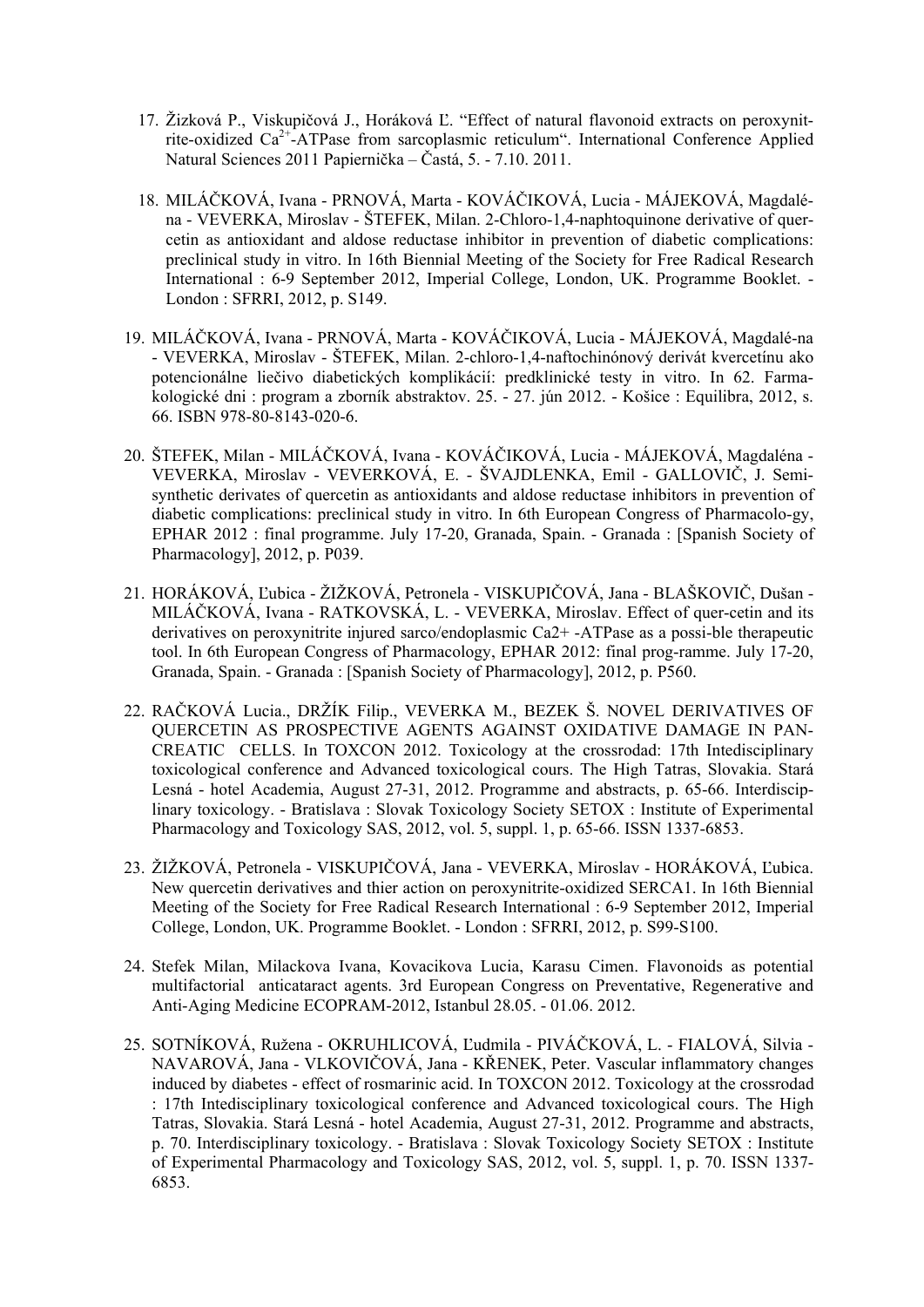17. Žizková P., Viskupičová J., Horáková Ľ. "Effect of natural flavonoid extracts on peroxynitrite-oxidized $Ca^{2+}$-ATPase from sarcoplasmic reticulum". International Conference Applied Natural Sciences 2011 Papiernička – Častá, 5. - 7.10. 2011.

18. MILÁČKOVÁ, Ivana - PRNOVÁ, Marta - KOVÁČIKOVÁ, Lucia - MÁJEKOVÁ, Magdaléna - VEVERKA, Miroslav - ŠTEFEK, Milan. 2-Chloro-1,4-naphtoquinone derivative of quercetin as antioxidant and aldose reductase inhibitor in prevention of diabetic complications: preclinical study in vitro. In 16th Biennial Meeting of the Society for Free Radical Research International : 6-9 September 2012, Imperial College, London, UK. Programme Booklet. - London : SFRRI, 2012, p. S149.

19. MILÁČKOVÁ, Ivana - PRNOVÁ, Marta - KOVÁČIKOVÁ, Lucia - MÁJEKOVÁ, Magdalé-na - VEVERKA, Miroslav - ŠTEFEK, Milan. 2-chloro-1,4-naftochinónový derivát kvercetínu ako potencionálne liečivo diabetických komplikácií: predklinické testy in vitro. In 62. Farmakologické dni : program a zborník abstraktov. 25. - 27. jún 2012. - Košice : Equilibra, 2012, s. 66. ISBN 978-80-8143-020-6.

20. ŠTEFEK, Milan - MILÁČKOVÁ, Ivana - KOVÁČIKOVÁ, Lucia - MÁJEKOVÁ, Magdaléna - VEVERKA, Miroslav - VEVERKOVÁ, E. - ŠVAJDLENKA, Emil - GALLOVIČ, J. Semi-synthetic derivates of quercetin as antioxidants and aldose reductase inhibitors in prevention of diabetic complications: preclinical study in vitro. In 6th European Congress of Pharmacolo-gy, EPHAR 2012 : final programme. July 17-20, Granada, Spain. - Granada : [Spanish Society of Pharmacology], 2012, p. P039.

21. HORÁKOVÁ, Ľubica - ŽIŽKOVÁ, Petronela - VISKUPIČOVÁ, Jana - BLAŠKOVIČ, Dušan - MILÁČKOVÁ, Ivana - RATKOVSKÁ, L. - VEVERKA, Miroslav. Effect of quer-cetin and its derivatives on peroxynitrite injured sarco/endoplasmic Ca2+ -ATPase as a possi-ble therapeutic tool. In 6th European Congress of Pharmacology, EPHAR 2012: final prog-ramme. July 17-20, Granada, Spain. - Granada : [Spanish Society of Pharmacology], 2012, p. P560.

22. RAČKOVÁ Lucia., DRŽÍK Filip., VEVERKA M., BEZEK Š. NOVEL DERIVATIVES OF QUERCETIN AS PROSPECTIVE AGENTS AGAINST OXIDATIVE DAMAGE IN PANCREATIC CELLS. In TOXCON 2012. Toxicology at the crossrodad: 17th Intedisciplinary toxicological conference and Advanced toxicological cours. The High Tatras, Slovakia. Stará Lesná - hotel Academia, August 27-31, 2012. Programme and abstracts, p. 65-66. Interdisciplinary toxicology. - Bratislava : Slovak Toxicology Society SETOX : Institute of Experimental Pharmacology and Toxicology SAS, 2012, vol. 5, suppl. 1, p. 65-66. ISSN 1337-6853.

23. ŽIŽKOVÁ, Petronela - VISKUPIČOVÁ, Jana - VEVERKA, Miroslav - HORÁKOVÁ, Ľubica. New quercetin derivatives and thier action on peroxynitrite-oxidized SERCA1. In 16th Biennial Meeting of the Society for Free Radical Research International : 6-9 September 2012, Imperial College, London, UK. Programme Booklet. - London : SFRRI, 2012, p. S99-S100.

24. Stefek Milan, Milackova Ivana, Kovacikova Lucia, Karasu Cimen. Flavonoids as potential multifactorial anticataract agents. 3rd European Congress on Preventative, Regenerative and Anti-Aging Medicine ECOPRAM-2012, Istanbul 28.05. - 01.06. 2012.

25. SOTNÍKOVÁ, Ružena - OKRUHLICOVÁ, Ľudmila - PIVÁČKOVÁ, L. - FIALOVÁ, Silvia - NAVAROVÁ, Jana - VLKOVIČOVÁ, Jana - KŘENEK, Peter. Vascular inflammatory changes induced by diabetes - effect of rosmarinic acid. In TOXCON 2012. Toxicology at the crossrodad : 17th Intedisciplinary toxicological conference and Advanced toxicological cours. The High Tatras, Slovakia. Stará Lesná - hotel Academia, August 27-31, 2012. Programme and abstracts, p. 70. Interdisciplinary toxicology. - Bratislava : Slovak Toxicology Society SETOX : Institute of Experimental Pharmacology and Toxicology SAS, 2012, vol. 5, suppl. 1, p. 70. ISSN 1337-6853.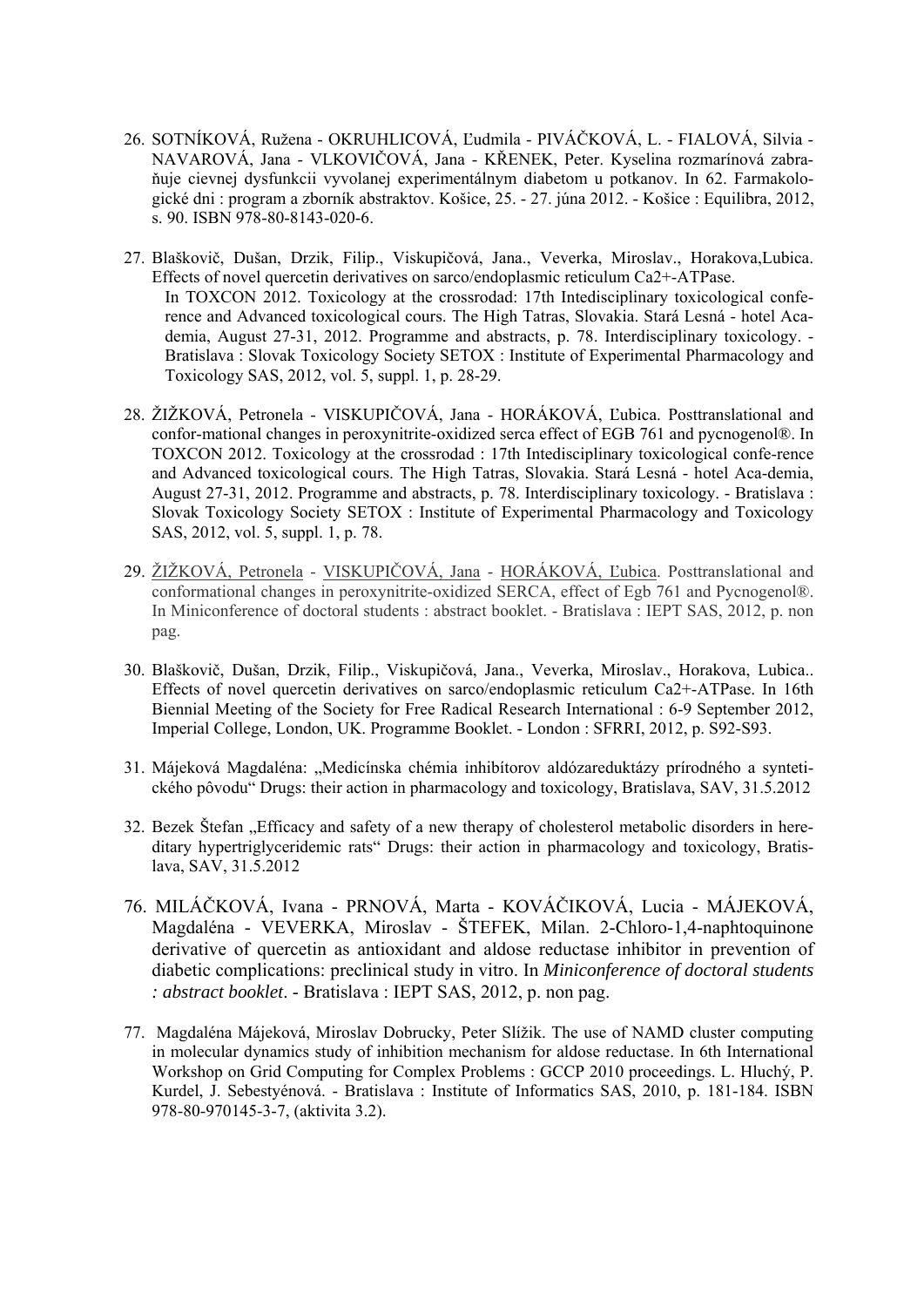26. SOTNÍKOVÁ, Ružena - OKRUHLICOVÁ, Ľudmila - PIVÁČKOVÁ, L. - FIALOVÁ, Silvia - NAVAROVÁ, Jana - VLKOVIČOVÁ, Jana - KŘENEK, Peter. Kyselina rozmarínová zabraňuje cievnej dysfunkcii vyvolanej experimentálnym diabetom u potkanov. In 62. Farmakologické dni : program a zborník abstraktov. Košice, 25. - 27. júna 2012. - Košice : Equilibra, 2012, s. 90. ISBN 978-80-8143-020-6.

27. Blaškovič, Dušan, Drzik, Filip., Viskupičová, Jana., Veverka, Miroslav., Horakova,Lubica. Effects of novel quercetin derivatives on sarco/endoplasmic reticulum Ca2+-ATPase. In TOXCON 2012. Toxicology at the crossrodad: 17th Intedisciplinary toxicological conference and Advanced toxicological cours. The High Tatras, Slovakia. Stará Lesná - hotel Academia, August 27-31, 2012. Programme and abstracts, p. 78. Interdisciplinary toxicology. - Bratislava : Slovak Toxicology Society SETOX : Institute of Experimental Pharmacology and Toxicology SAS, 2012, vol. 5, suppl. 1, p. 28-29.

28. ŽIŽKOVÁ, Petronela - VISKUPIČOVÁ, Jana - HORÁKOVÁ, Ľubica. Posttranslational and confor-mational changes in peroxynitrite-oxidized serca effect of EGB 761 and pycnogenol®. In TOXCON 2012. Toxicology at the crossrodad : 17th Intedisciplinary toxicological confe-rence and Advanced toxicological cours. The High Tatras, Slovakia. Stará Lesná - hotel Aca-demia, August 27-31, 2012. Programme and abstracts, p. 78. Interdisciplinary toxicology. - Bratislava : Slovak Toxicology Society SETOX : Institute of Experimental Pharmacology and Toxicology SAS, 2012, vol. 5, suppl. 1, p. 78.

29. ŽIŽKOVÁ, Petronela - VISKUPIČOVÁ, Jana - HORÁKOVÁ, Ľubica. Posttranslational and conformational changes in peroxynitrite-oxidized SERCA, effect of Egb 761 and Pycnogenol®. In Miniconference of doctoral students : abstract booklet. - Bratislava : IEPT SAS, 2012, p. non pag.

30. Blaškovič, Dušan, Drzik, Filip., Viskupičová, Jana., Veverka, Miroslav., Horakova, Lubica.. Effects of novel quercetin derivatives on sarco/endoplasmic reticulum Ca2+-ATPase. In 16th Biennial Meeting of the Society for Free Radical Research International : 6-9 September 2012, Imperial College, London, UK. Programme Booklet. - London : SFRRI, 2012, p. S92-S93.

31. Májeková Magdaléna: „Medicínska chémia inhibítorov aldózareduktázy prírodného a syntetického pôvodu" Drugs: their action in pharmacology and toxicology, Bratislava, SAV, 31.5.2012

32. Bezek Štefan „Efficacy and safety of a new therapy of cholesterol metabolic disorders in hereditary hypertriglyceridemic rats" Drugs: their action in pharmacology and toxicology, Bratislava, SAV, 31.5.2012

76. MILÁČKOVÁ, Ivana - PRNOVÁ, Marta - KOVÁČIKOVÁ, Lucia - MÁJEKOVÁ, Magdaléna - VEVERKA, Miroslav - ŠTEFEK, Milan. 2-Chloro-1,4-naphtoquinone derivative of quercetin as antioxidant and aldose reductase inhibitor in prevention of diabetic complications: preclinical study in vitro. In *Miniconference of doctoral students : abstract booklet*. - Bratislava : IEPT SAS, 2012, p. non pag.

77. Magdaléna Májeková, Miroslav Dobrucky, Peter Slížik. The use of NAMD cluster computing in molecular dynamics study of inhibition mechanism for aldose reductase. In 6th International Workshop on Grid Computing for Complex Problems : GCCP 2010 proceedings. L. Hluchý, P. Kurdel, J. Sebestyénová. - Bratislava : Institute of Informatics SAS, 2010, p. 181-184. ISBN 978-80-970145-3-7, (aktivita 3.2).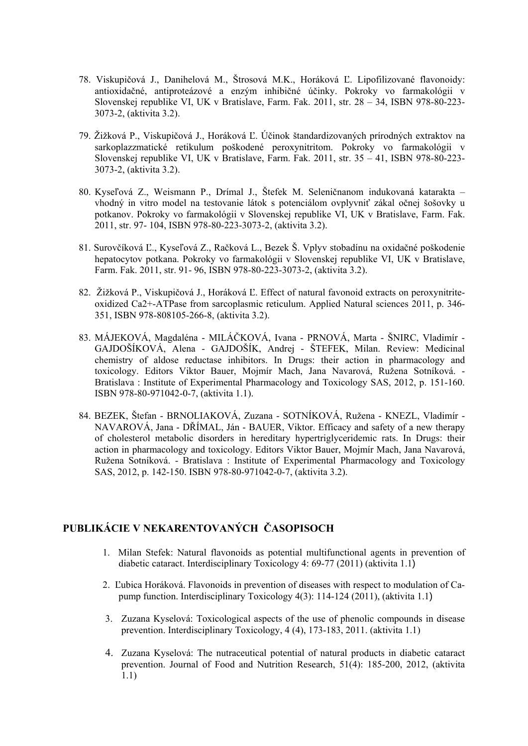78. Viskupičová J., Danihelová M., Štrosová M.K., Horáková Ľ. Lipofilizované flavonoidy: antioxidačné, antiproteázové a enzým inhibičné účinky. Pokroky vo farmakológii v Slovenskej republike VI, UK v Bratislave, Farm. Fak. 2011, str. 28 – 34, ISBN 978-80-223-3073-2, (aktivita 3.2).

79. Žižková P., Viskupičová J., Horáková Ľ. Účinok štandardizovaných prírodných extraktov na sarkoplazzmatické retikulum poškodené peroxynitritom. Pokroky vo farmakológii v Slovenskej republike VI, UK v Bratislave, Farm. Fak. 2011, str. 35 – 41, ISBN 978-80-223-3073-2, (aktivita 3.2).

80. Kyseľová Z., Weismann P., Drímal J., Štefek M. Seleničnanom indukovaná katarakta – vhodný in vitro model na testovanie látok s potenciálom ovplyvniť zákal očnej šošovky u potkanov. Pokroky vo farmakológii v Slovenskej republike VI, UK v Bratislave, Farm. Fak. 2011, str. 97- 104, ISBN 978-80-223-3073-2, (aktivita 3.2).

81. Surovčíková Ľ., Kyseľová Z., Račková L., Bezek Š. Vplyv stobadínu na oxidačné poškodenie hepatocytov potkana. Pokroky vo farmakológii v Slovenskej republike VI, UK v Bratislave, Farm. Fak. 2011, str. 91- 96, ISBN 978-80-223-3073-2, (aktivita 3.2).

82. Žižková P., Viskupičová J., Horáková Ľ. Effect of natural favonoid extracts on peroxynitrite-oxidized Ca2+-ATPase from sarcoplasmic reticulum. Applied Natural sciences 2011, p. 346-351, ISBN 978-808105-266-8, (aktivita 3.2).

83. MÁJEKOVÁ, Magdaléna - MILÁČKOVÁ, Ivana - PRNOVÁ, Marta - ŠNIRC, Vladimír - GAJDOŠÍKOVÁ, Alena - GAJDOŠÍK, Andrej - ŠTEFEK, Milan. Review: Medicinal chemistry of aldose reductase inhibitors. In Drugs: their action in pharmacology and toxicology. Editors Viktor Bauer, Mojmír Mach, Jana Navarová, Ružena Sotníková. - Bratislava : Institute of Experimental Pharmacology and Toxicology SAS, 2012, p. 151-160. ISBN 978-80-971042-0-7, (aktivita 1.1).

84. BEZEK, Štefan - BRNOLIAKOVÁ, Zuzana - SOTNÍKOVÁ, Ružena - KNEZL, Vladimír - NAVAROVÁ, Jana - DŘÍMAL, Ján - BAUER, Viktor. Efficacy and safety of a new therapy of cholesterol metabolic disorders in hereditary hypertriglyceridemic rats. In Drugs: their action in pharmacology and toxicology. Editors Viktor Bauer, Mojmír Mach, Jana Navarová, Ružena Sotníková. - Bratislava : Institute of Experimental Pharmacology and Toxicology SAS, 2012, p. 142-150. ISBN 978-80-971042-0-7, (aktivita 3.2).

## PUBLIKÁCIE V NEKARENTOVANÝCH ČASOPISOCH

1. Milan Stefek: Natural flavonoids as potential multifunctional agents in prevention of diabetic cataract. Interdisciplinary Toxicology 4: 69-77 (2011) (aktivita 1.1)

2. Ľubica Horáková. Flavonoids in prevention of diseases with respect to modulation of Ca-pump function. Interdisciplinary Toxicology 4(3): 114-124 (2011), (aktivita 1.1)

3. Zuzana Kyselová: Toxicological aspects of the use of phenolic compounds in disease prevention. Interdisciplinary Toxicology, 4 (4), 173-183, 2011. (aktivita 1.1)

4. Zuzana Kyselová: The nutraceutical potential of natural products in diabetic cataract prevention. Journal of Food and Nutrition Research, 51(4): 185-200, 2012, (aktivita 1.1)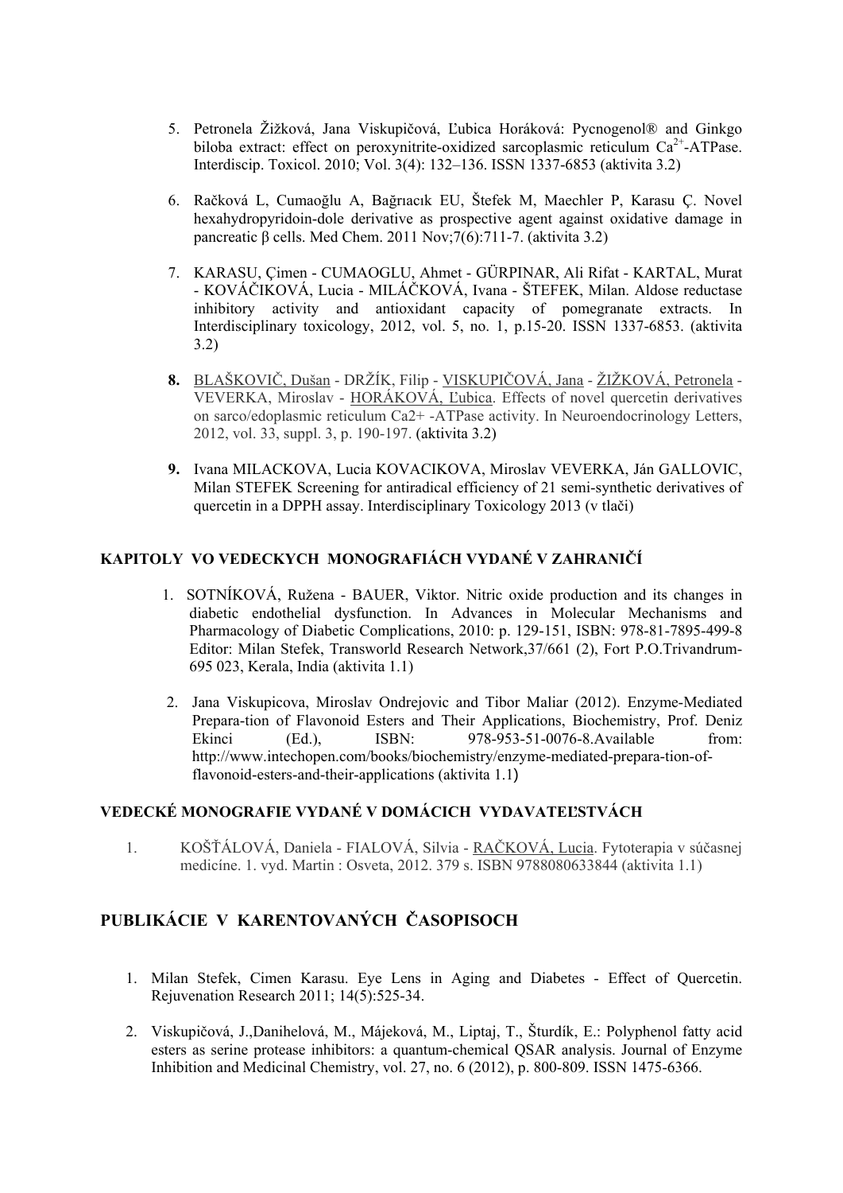5. Petronela Žižková, Jana Viskupičová, Ľubica Horáková: Pycnogenol® and Ginkgo biloba extract: effect on peroxynitrite-oxidized sarcoplasmic reticulum $Ca^{2+}$-ATPase. Interdiscip. Toxicol. 2010; Vol. 3(4): 132–136. ISSN 1337-6853 (aktivita 3.2)

6. Račková L, Cumaoğlu A, Bağrıacık EU, Štefek M, Maechler P, Karasu Ç. Novel hexahydropyridoin-dole derivative as prospective agent against oxidative damage in pancreatic β cells. Med Chem. 2011 Nov;7(6):711-7. (aktivita 3.2)

7. KARASU, Çimen - CUMAOGLU, Ahmet - GÜRPINAR, Ali Rifat - KARTAL, Murat - KOVÁČIKOVÁ, Lucia - MILÁČKOVÁ, Ivana - ŠTEFEK, Milan. Aldose reductase inhibitory activity and antioxidant capacity of pomegranate extracts. In Interdisciplinary toxicology, 2012, vol. 5, no. 1, p.15-20. ISSN 1337-6853. (aktivita 3.2)

8. BLAŠKOVIČ, Dušan - DRŽÍK, Filip - VISKUPIČOVÁ, Jana - ŽIŽKOVÁ, Petronela - VEVERKA, Miroslav - HORÁKOVÁ, Ľubica. Effects of novel quercetin derivatives on sarco/edoplasmic reticulum Ca2+ -ATPase activity. In Neuroendocrinology Letters, 2012, vol. 33, suppl. 3, p. 190-197. (aktivita 3.2)

9. Ivana MILACKOVA, Lucia KOVACIKOVA, Miroslav VEVERKA, Ján GALLOVIC, Milan STEFEK Screening for antiradical efficiency of 21 semi-synthetic derivatives of quercetin in a DPPH assay. Interdisciplinary Toxicology 2013 (v tlači)

## KAPITOLY VO VEDECKYCH MONOGRAFIÁCH VYDANÉ V ZAHRANIČÍ

1. SOTNÍKOVÁ, Ružena - BAUER, Viktor. Nitric oxide production and its changes in diabetic endothelial dysfunction. In Advances in Molecular Mechanisms and Pharmacology of Diabetic Complications, 2010: p. 129-151, ISBN: 978-81-7895-499-8 Editor: Milan Stefek, Transworld Research Network,37/661 (2), Fort P.O.Trivandrum-695 023, Kerala, India (aktivita 1.1)

2. Jana Viskupicova, Miroslav Ondrejovic and Tibor Maliar (2012). Enzyme-Mediated Prepara-tion of Flavonoid Esters and Their Applications, Biochemistry, Prof. Deniz Ekinci (Ed.), ISBN: 978-953-51-0076-8.Available from: http://www.intechopen.com/books/biochemistry/enzyme-mediated-prepara-tion-of-flavonoid-esters-and-their-applications (aktivita 1.1)

## VEDECKÉ MONOGRAFIE VYDANÉ V DOMÁCICH VYDAVATEĽSTVÁCH

1. KOŠŤÁLOVÁ, Daniela - FIALOVÁ, Silvia - RAČKOVÁ, Lucia. Fytoterapia v súčasnej medicíne. 1. vyd. Martin : Osveta, 2012. 379 s. ISBN 9788080633844 (aktivita 1.1)

## PUBLIKÁCIE V KARENTOVANÝCH ČASOPISOCH

1. Milan Stefek, Cimen Karasu. Eye Lens in Aging and Diabetes - Effect of Quercetin. Rejuvenation Research 2011; 14(5):525-34.

2. Viskupičová, J.,Danihelová, M., Májeková, M., Liptaj, T., Šturdík, E.: Polyphenol fatty acid esters as serine protease inhibitors: a quantum-chemical QSAR analysis. Journal of Enzyme Inhibition and Medicinal Chemistry, vol. 27, no. 6 (2012), p. 800-809. ISSN 1475-6366.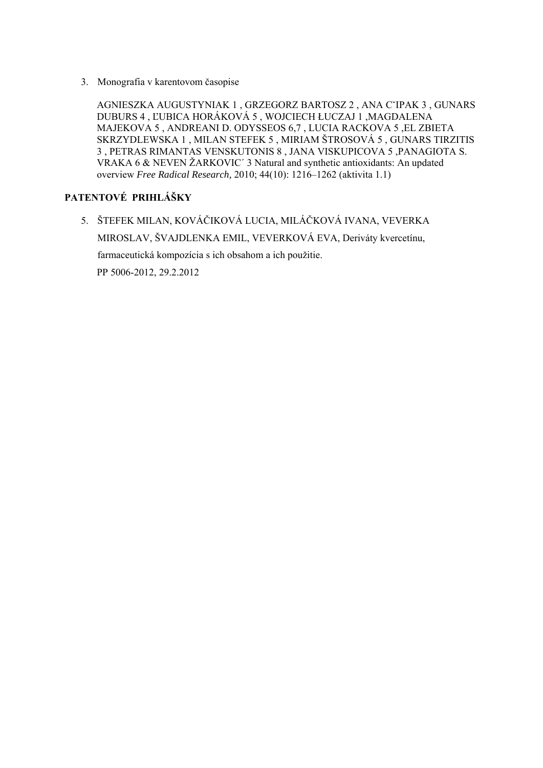3. Monografia v karentovom časopise

   AGNIESZKA AUGUSTYNIAK 1 , GRZEGORZ BARTOSZ 2 , ANA CˇIPAK 3 , GUNARS DUBURS 4 , ĽUBICA HORÁKOVÁ 5 , WOJCIECH ŁUCZAJ 1 ,MAGDALENA MAJEKOVA 5 , ANDREANI D. ODYSSEOS 6,7 , LUCIA RACKOVA 5 ,EL ZBIETA SKRZYDLEWSKA 1 , MILAN STEFEK 5 , MIRIAM ŠTROSOVÁ 5 , GUNARS TIRZITIS 3 , PETRAS RIMANTAS VENSKUTONIS 8 , JANA VISKUPICOVA 5 ,PANAGIOTA S. VRAKA 6 & NEVEN ŽARKOVIC´ 3 Natural and synthetic antioxidants: An updated overview *Free Radical Research,* 2010; 44(10): 1216–1262 (aktivita 1.1)

## PATENTOVÉ PRIHLÁŠKY

5. ŠTEFEK MILAN, KOVÁČIKOVÁ LUCIA, MILÁČKOVÁ IVANA, VEVERKA MIROSLAV, ŠVAJDLENKA EMIL, VEVERKOVÁ EVA, Deriváty kvercetínu, farmaceutická kompozícia s ich obsahom a ich použitie.

   PP 5006-2012, 29.2.2012